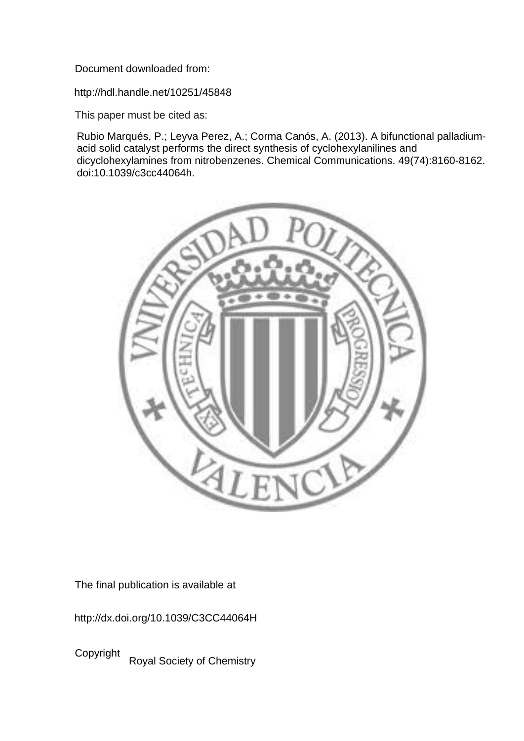Document downloaded from:

http://hdl.handle.net/10251/45848

This paper must be cited as:

Rubio Marqués, P.; Leyva Perez, A.; Corma Canós, A. (2013). A bifunctional palladium-acid solid catalyst performs the direct synthesis of cyclohexylanilines and dicyclohexylamines from nitrobenzenes. Chemical Communications. 49(74):8160-8162. doi:10.1039/c3cc44064h.

The final publication is available at

http://dx.doi.org/10.1039/C3CC44064H

Copyright Royal Society of Chemistry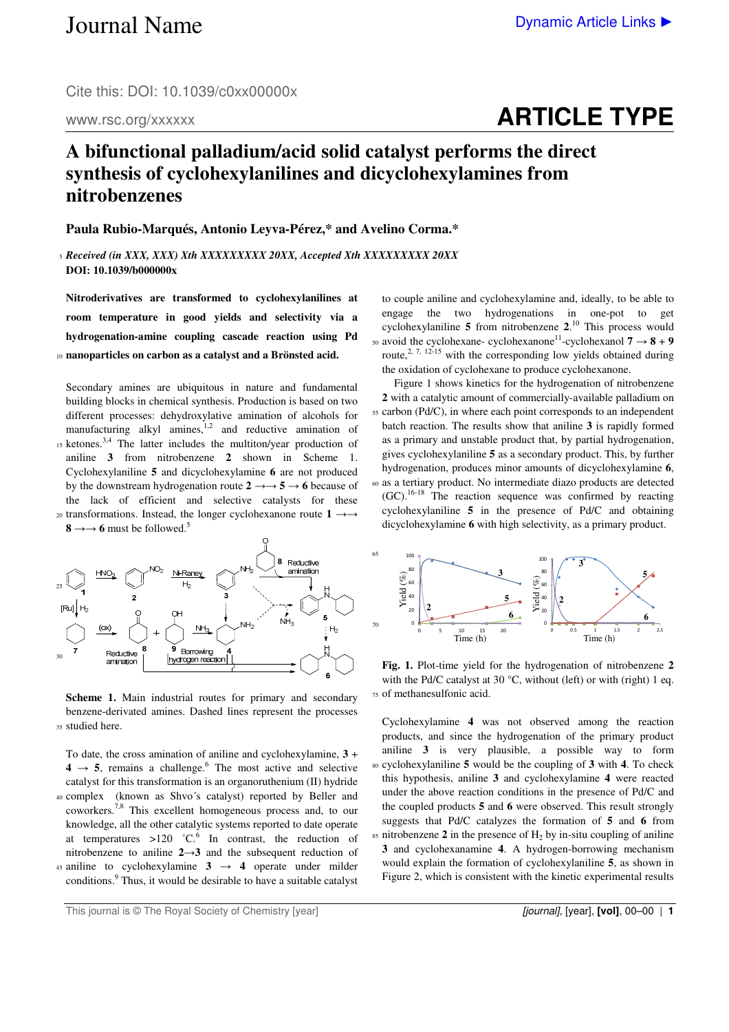# A bifunctional palladium/acid solid catalyst performs the direct synthesis of cyclohexylanilines and dicyclohexylamines from nitrobenzenes

**Paula Rubio-Marqués, Antonio Leyva-Pérez,* and Avelino Corma.***

***Received (in XXX, XXX) Xth XXXXXXXXX 20XX, Accepted Xth XXXXXXXXX 20XX***
**DOI: 10.1039/b000000x**

**Nitroderivatives are transformed to cyclohexylanilines at room temperature in good yields and selectivity via a hydrogenation-amine coupling cascade reaction using Pd nanoparticles on carbon as a catalyst and a Brönsted acid.**

Secondary amines are ubiquitous in nature and fundamental building blocks in chemical synthesis. Production is based on two different processes: dehydroxylative amination of alcohols for manufacturing alkyl amines,[1,2] and reductive amination of ketones.[3,4] The latter includes the multiton/year production of aniline **3** from nitrobenzene **2** shown in Scheme 1. Cyclohexylaniline **5** and dicyclohexylamine **6** are not produced by the downstream hydrogenation route **2** →→ **5** → **6** because of the lack of efficient and selective catalysts for these transformations. Instead, the longer cyclohexanone route **1** →→ **8** →→ **6** must be followed.[5]

**Scheme 1.** Main industrial routes for primary and secondary benzene-derivated amines. Dashed lines represent the processes studied here.

To date, the cross amination of aniline and cyclohexylamine, **3** + **4** → **5**, remains a challenge.[6] The most active and selective catalyst for this transformation is an organoruthenium (II) hydride complex (known as Shvo´s catalyst) reported by Beller and coworkers.[7,8] This excellent homogeneous process and, to our knowledge, all the other catalytic systems reported to date operate at temperatures >120 ˚C.[6] In contrast, the reduction of nitrobenzene to aniline **2**→**3** and the subsequent reduction of aniline to cyclohexylamine **3** → **4** operate under milder conditions.[9] Thus, it would be desirable to have a suitable catalyst to couple aniline and cyclohexylamine and, ideally, to be able to engage the two hydrogenations in one-pot to get cyclohexylaniline **5** from nitrobenzene **2**.[10] This process would avoid the cyclohexane- cyclohexanone[11]-cyclohexanol **7** → **8** + **9** route,[2, 7, 12-15] with the corresponding low yields obtained during the oxidation of cyclohexane to produce cyclohexanone.

Figure 1 shows kinetics for the hydrogenation of nitrobenzene **2** with a catalytic amount of commercially-available palladium on carbon (Pd/C), in where each point corresponds to an independent batch reaction. The results show that aniline **3** is rapidly formed as a primary and unstable product that, by partial hydrogenation, gives cyclohexylaniline **5** as a secondary product. This, by further hydrogenation, produces minor amounts of dicyclohexylamine **6**, as a tertiary product. No intermediate diazo products are detected (GC).[16-18] The reaction sequence was confirmed by reacting cyclohexylaniline **5** in the presence of Pd/C and obtaining dicyclohexylamine **6** with high selectivity, as a primary product.

**Fig. 1.** Plot-time yield for the hydrogenation of nitrobenzene **2** with the Pd/C catalyst at 30 °C, without (left) or with (right) 1 eq. of methanesulfonic acid.

Cyclohexylamine **4** was not observed among the reaction products, and since the hydrogenation of the primary product aniline **3** is very plausible, a possible way to form cyclohexylaniline **5** would be the coupling of **3** with **4**. To check this hypothesis, aniline **3** and cyclohexylamine **4** were reacted under the above reaction conditions in the presence of Pd/C and the coupled products **5** and **6** were observed. This result strongly suggests that Pd/C catalyzes the formation of **5** and **6** from nitrobenzene **2** in the presence of $H_2$ by in-situ coupling of aniline **3** and cyclohexanamine **4**. A hydrogen-borrowing mechanism would explain the formation of cyclohexylaniline **5**, as shown in Figure 2, which is consistent with the kinetic experimental results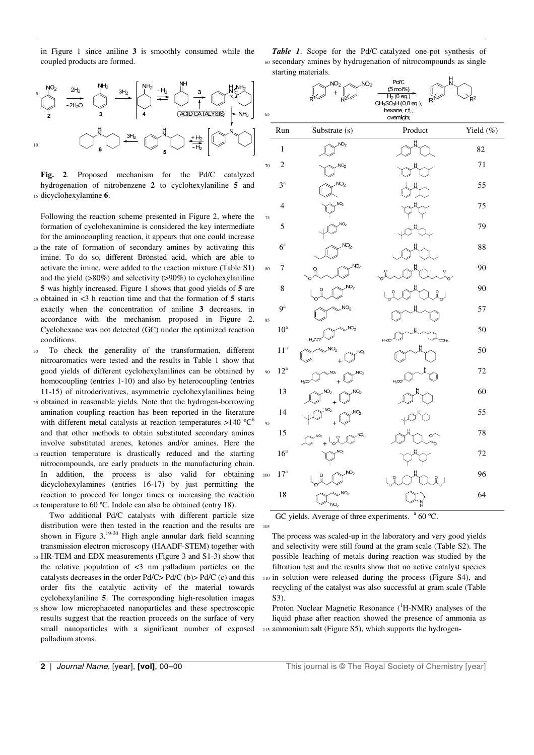in Figure 1 since aniline **3** is smoothly consumed while the coupled products are formed.

**Fig. 2**. Proposed mechanism for the Pd/C catalyzed hydrogenation of nitrobenzene **2** to cyclohexylaniline **5** and dicyclohexylamine **6**.

Following the reaction scheme presented in Figure 2, where the formation of cyclohexanimine is considered the key intermediate for the aminocoupling reaction, it appears that one could increase the rate of formation of secondary amines by activating this imine. To do so, different Brönsted acid, which are able to activate the imine, were added to the reaction mixture (Table S1) and the yield (>80%) and selectivity (>90%) to cyclohexylaniline **5** was highly increased. Figure 1 shows that good yields of **5** are obtained in <3 h reaction time and that the formation of **5** starts exactly when the concentration of aniline **3** decreases, in accordance with the mechanism proposed in Figure 2. Cyclohexane was not detected (GC) under the optimized reaction conditions.

To check the generality of the transformation, different nitroaromatics were tested and the results in Table 1 show that good yields of different cyclohexylanilines can be obtained by homocoupling (entries 1-10) and also by heterocoupling (entries 11-15) of nitroderivatives, asymmetric cyclohexylanilines being obtained in reasonable yields. Note that the hydrogen-borrowing amination coupling reaction has been reported in the literature with different metal catalysts at reaction temperatures >140 ºC[6] and that other methods to obtain substituted secondary amines involve substituted arenes, ketones and/or amines. Here the reaction temperature is drastically reduced and the starting nitrocompounds, are early products in the manufacturing chain. In addition, the process is also valid for obtaining dicyclohexylamines (entries 16-17) by just permitting the reaction to proceed for longer times or increasing the reaction temperature to 60 ºC. Indole can also be obtained (entry 18).

Two additional Pd/C catalysts with different particle size distribution were then tested in the reaction and the results are shown in Figure 3.[19-20] High angle annular dark field scanning transmission electron microscopy (HAADF-STEM) together with HR-TEM and EDX measurements (Figure 3 and S1-3) show that the relative population of <3 nm palladium particles on the catalysts decreases in the order Pd/C> Pd/C (b)> Pd/C (c) and this order fits the catalytic activity of the material towards cyclohexylaniline **5**. The corresponding high-resolution images show low microphaceted nanoparticles and these spectroscopic results suggest that the reaction proceeds on the surface of very small nanoparticles with a significant number of exposed palladium atoms.

***Table 1***. Scope for the Pd/C-catalyzed one-pot synthesis of secondary amines by hydrogenation of nitrocompounds as single starting materials.

Conditions: Pd/C (5 mol%), $H_2$ (6 eq.), $CH_3SO_3H$ (0.8 eq.), hexane, r.t., overnight

| Run | Substrate (s) | Product | Yield (%) |
|---|---|---|---|
| 1 | | | 82 |
| 2 | | | 71 |
| 3[a] | | | 55 |
| 4 | | | 75 |
| 5 | | | 79 |
| 6[a] | | | 88 |
| 7 | | | 90 |
| 8 | | | 90 |
| 9[a] | | | 57 |
| 10[a] | | | 50 |
| 11[a] | | | 50 |
| 12[a] | | | 72 |
| 13 | | | 60 |
| 14 | | | 55 |
| 15 | | | 78 |
| 16[a] | | | 72 |
| 17[a] | | | 96 |
| 18 | | | 64 |

GC yields. Average of three experiments. [a] 60 ºC.

The process was scaled-up in the laboratory and very good yields and selectivity were still found at the gram scale (Table S2). The possible leaching of metals during reaction was studied by the filtration test and the results show that no active catalyst species in solution were released during the process (Figure S4), and recycling of the catalyst was also successful at gram scale (Table S3).

Proton Nuclear Magnetic Resonance ($^1$H-NMR) analyses of the liquid phase after reaction showed the presence of ammonia as ammonium salt (Figure S5), which supports the hydrogen-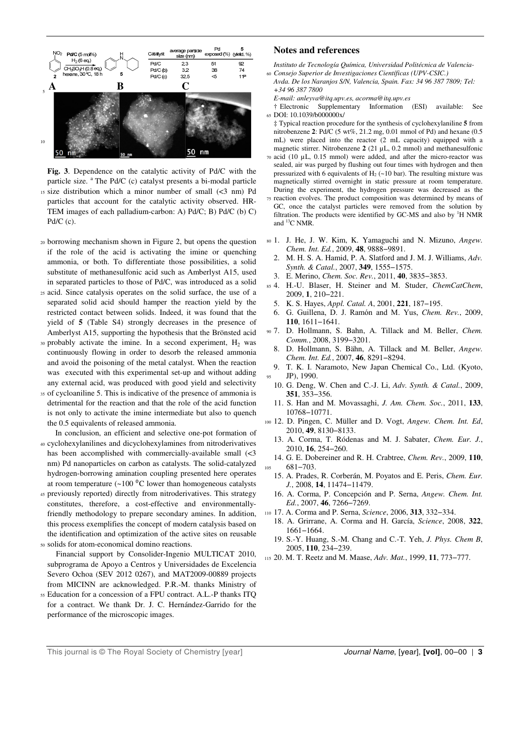NO2 Pd/C (5 mol%) H2 (6 eq.) CH3SO3H (0.8 eq.) hexane, 30 °C, 18 h

2

5

| Catalyst | average particle size (nm) | Pd exposed (%) | 5 (yield, %) |
|---|---|---|---|
| Pd/C | 2.3 | 51 | 92 |
| Pd/C (b) | 3.2 | 38 | 74 |
| Pd/C (c) | 32.5 | <5 | 11[a] |

A B C

50 nm 50 nm 50 nm

**Fig. 3**. Dependence on the catalytic activity of Pd/C with the particle size. [a] The Pd/C (c) catalyst presents a bi-modal particle size distribution which a minor number of small (<3 nm) Pd particles that account for the catalytic activity observed. HR-TEM images of each palladium-carbon: A) Pd/C; B) Pd/C (b) C) Pd/C (c).

borrowing mechanism shown in Figure 2, but opens the question if the role of the acid is activating the imine or quenching ammonia, or both. To differentiate those possibilities, a solid substitute of methanesulfonic acid such as Amberlyst A15, used in separated particles to those of Pd/C, was introduced as a solid acid. Since catalysis operates on the solid surface, the use of a separated solid acid should hamper the reaction yield by the restricted contact between solids. Indeed, it was found that the yield of **5** (Table S4) strongly decreases in the presence of Amberlyst A15, supporting the hypothesis that the Brönsted acid probably activate the imine. In a second experiment, $H_2$ was continuously flowing in order to desorb the released ammonia and avoid the poisoning of the metal catalyst. When the reaction was executed with this experimental set-up and without adding any external acid, was produced with good yield and selectivity of cycloaniline 5. This is indicative of the presence of ammonia is detrimental for the reaction and that the role of the acid function is not only to activate the imine intermediate but also to quench the 0.5 equivalents of released ammonia.

In conclusion, an efficient and selective one-pot formation of cyclohexylanilines and dicyclohexylamines from nitroderivatives has been accomplished with commercially-available small (<3 nm) Pd nanoparticles on carbon as catalysts. The solid-catalyzed hydrogen-borrowing amination coupling presented here operates at room temperature (~100 $^0$C lower than homogeneous catalysts previously reported) directly from nitroderivatives. This strategy constitutes, therefore, a cost-effective and environmentally-friendly methodology to prepare secondary amines. In addition, this process exemplifies the concept of modern catalysis based on the identification and optimization of the active sites on reusable solids for atom-economical domino reactions.

Financial support by Consolider-Ingenio MULTICAT 2010, subprograma de Apoyo a Centros y Universidades de Excelencia Severo Ochoa (SEV 2012 0267), and MAT2009-00889 projects from MICINN are acknowledged. P.R.-M. thanks Ministry of Education for a concession of a FPU contract. A.L.-P thanks ITQ for a contract. We thank Dr. J. C. Hernández-Garrido for the performance of the microscopic images.

## Notes and references

*Instituto de Tecnología Química, Universidad Politécnica de Valencia-Consejo Superior de Investigaciones Científicas (UPV-CSIC.) Avda. De los Naranjos S/N, Valencia, Spain. Fax: 34 96 387 7809; Tel: +34 96 387 7800*

*E-mail: anleyva@itq.upv.es, acorma@itq.upv.es*

† Electronic Supplementary Information (ESI) available: See DOI: 10.1039/b000000x/

‡ Typical reaction procedure for the synthesis of cyclohexylaniline **5** from nitrobenzene **2**: Pd/C (5 wt%, 21.2 mg, 0.01 mmol of Pd) and hexane (0.5 mL) were placed into the reactor (2 mL capacity) equipped with a magnetic stirrer. Nitrobenzene **2** (21 µL, 0.2 mmol) and methanesulfonic acid (10 µL, 0.15 mmol) were added, and after the micro-reactor was sealed, air was purged by flushing out four times with hydrogen and then pressurized with 6 equivalents of $H_2$ (~10 bar). The resulting mixture was magnetically stirred overnight in static pressure at room temperature. During the experiment, the hydrogen pressure was decreased as the reaction evolves. The product composition was determined by means of GC, once the catalyst particles were removed from the solution by filtration. The products were identified by GC-MS and also by $^1$H NMR and $^{13}$C NMR.

1. J. He, J. W. Kim, K. Yamaguchi and N. Mizuno, *Angew. Chem. Int. Ed.*, 2009, **48**, 9888–9891.
2. M. H. S. A. Hamid, P. A. Slatford and J. M. J. Williams, *Adv. Synth. & Catal.*, 2007, **349**, 1555–1575.
3. E. Merino, *Chem. Soc. Rev.*, 2011, **40**, 3835–3853.
4. H.-U. Blaser, H. Steiner and M. Studer, *ChemCatChem*, 2009, **1**, 210–221.
5. K. S. Hayes, *Appl. Catal. A*, 2001, **221**, 187–195.
6. G. Guillena, D. J. Ramón and M. Yus, *Chem. Rev.*, 2009, **110**, 1611–1641.
7. D. Hollmann, S. Bahn, A. Tillack and M. Beller, *Chem. Comm.*, 2008, 3199–3201.
8. D. Hollmann, S. Bähn, A. Tillack and M. Beller, *Angew. Chem. Int. Ed.*, 2007, **46**, 8291–8294.
9. T. K. I. Naramoto, New Japan Chemical Co., Ltd. (Kyoto, JP), 1990.
10. G. Deng, W. Chen and C.-J. Li, *Adv. Synth. & Catal.*, 2009, **351**, 353–356.
11. S. Han and M. Movassaghi, *J. Am. Chem. Soc.*, 2011, **133**, 10768–10771.
12. D. Pingen, C. Müller and D. Vogt, *Angew. Chem. Int. Ed*, 2010, **49**, 8130–8133.
13. A. Corma, T. Ródenas and M. J. Sabater, *Chem. Eur. J.*, 2010, **16**, 254–260.
14. G. E. Dobereiner and R. H. Crabtree, *Chem. Rev.*, 2009, **110**, 681–703.
15. A. Prades, R. Corberán, M. Poyatos and E. Peris, *Chem. Eur. J.*, 2008, **14**, 11474–11479.
16. A. Corma, P. Concepción and P. Serna, *Angew. Chem. Int. Ed.*, 2007, **46**, 7266–7269.
17. A. Corma and P. Serna, *Science*, 2006, **313**, 332–334.
18. A. Grirrane, A. Corma and H. García, *Science*, 2008, **322**, 1661–1664.
19. S.-Y. Huang, S.-M. Chang and C.-T. Yeh, *J. Phys. Chem B*, 2005, **110**, 234–239.
20. M. T. Reetz and M. Maase, *Adv. Mat.*, 1999, **11**, 773–777.